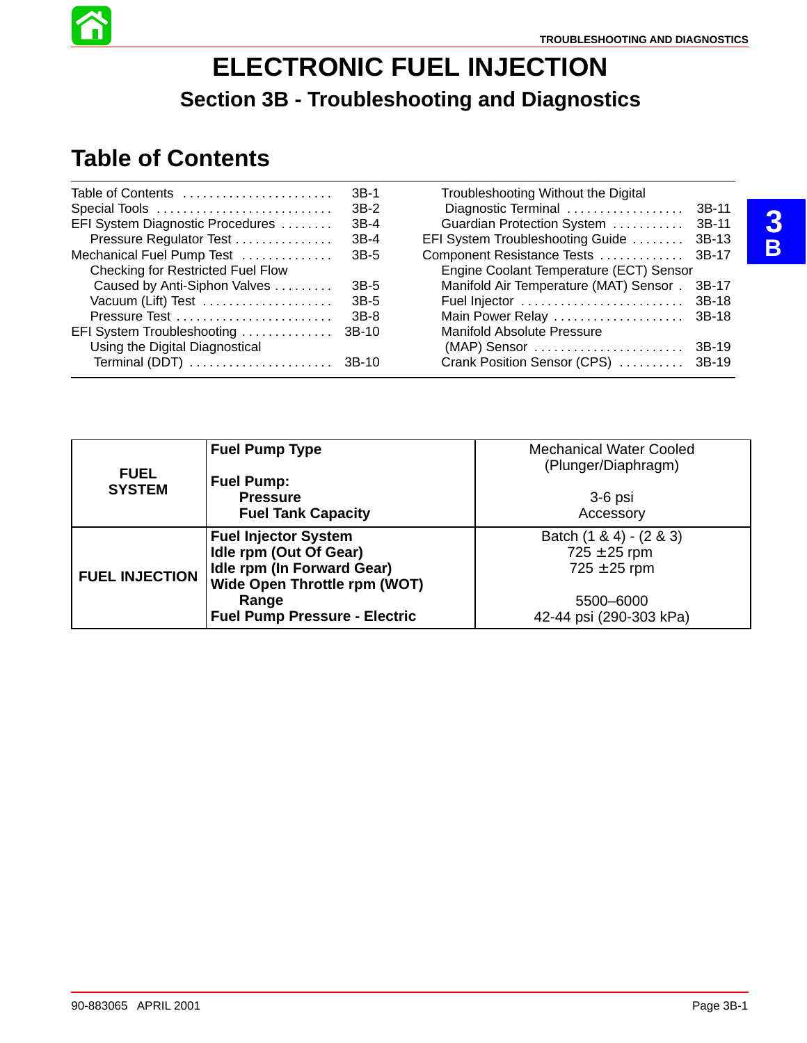# ELECTRONIC FUEL INJECTION

## Section 3B - Troubleshooting and Diagnostics

## Table of Contents

| | |
|---|---|
| Table of Contents | 3B-1 |
| Special Tools | 3B-2 |
| EFI System Diagnostic Procedures | 3B-4 |
| Pressure Regulator Test | 3B-4 |
| Mechanical Fuel Pump Test | 3B-5 |
| Checking for Restricted Fuel Flow Caused by Anti-Siphon Valves | 3B-5 |
| Vacuum (Lift) Test | 3B-5 |
| Pressure Test | 3B-8 |
| EFI System Troubleshooting | 3B-10 |
| Using the Digital Diagnostical Terminal (DDT) | 3B-10 |
| Troubleshooting Without the Digital Diagnostic Terminal | 3B-11 |
| Guardian Protection System | 3B-11 |
| EFI System Troubleshooting Guide | 3B-13 |
| Component Resistance Tests | 3B-17 |
| Engine Coolant Temperature (ECT) Sensor Manifold Air Temperature (MAT) Sensor | 3B-17 |
| Fuel Injector | 3B-18 |
| Main Power Relay | 3B-18 |
| Manifold Absolute Pressure (MAP) Sensor | 3B-19 |
| Crank Position Sensor (CPS) | 3B-19 |

| | | |
|---|---|---|
| **FUEL SYSTEM** | **Fuel Pump Type** | Mechanical Water Cooled (Plunger/Diaphragm) |
| | **Fuel Pump:** | |
| | **Pressure** | 3-6 psi |
| | **Fuel Tank Capacity** | Accessory |
| **FUEL INJECTION** | **Fuel Injector System** | Batch (1 & 4) - (2 & 3) |
| | **Idle rpm (Out Of Gear)** | 725 ±25 rpm |
| | **Idle rpm (In Forward Gear)** | 725 ±25 rpm |
| | **Wide Open Throttle rpm (WOT) Range** | 5500–6000 |
| | **Fuel Pump Pressure - Electric** | 42-44 psi (290-303 kPa) |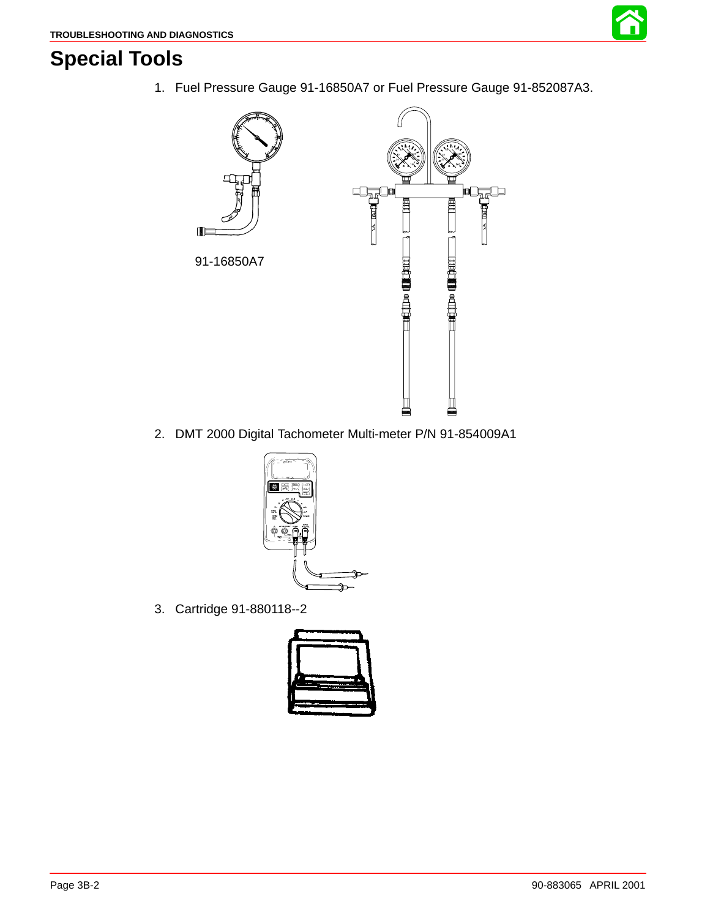# Special Tools

1. Fuel Pressure Gauge 91-16850A7 or Fuel Pressure Gauge 91-852087A3.

91-16850A7

2. DMT 2000 Digital Tachometer Multi-meter P/N 91-854009A1

3. Cartridge 91-880118--2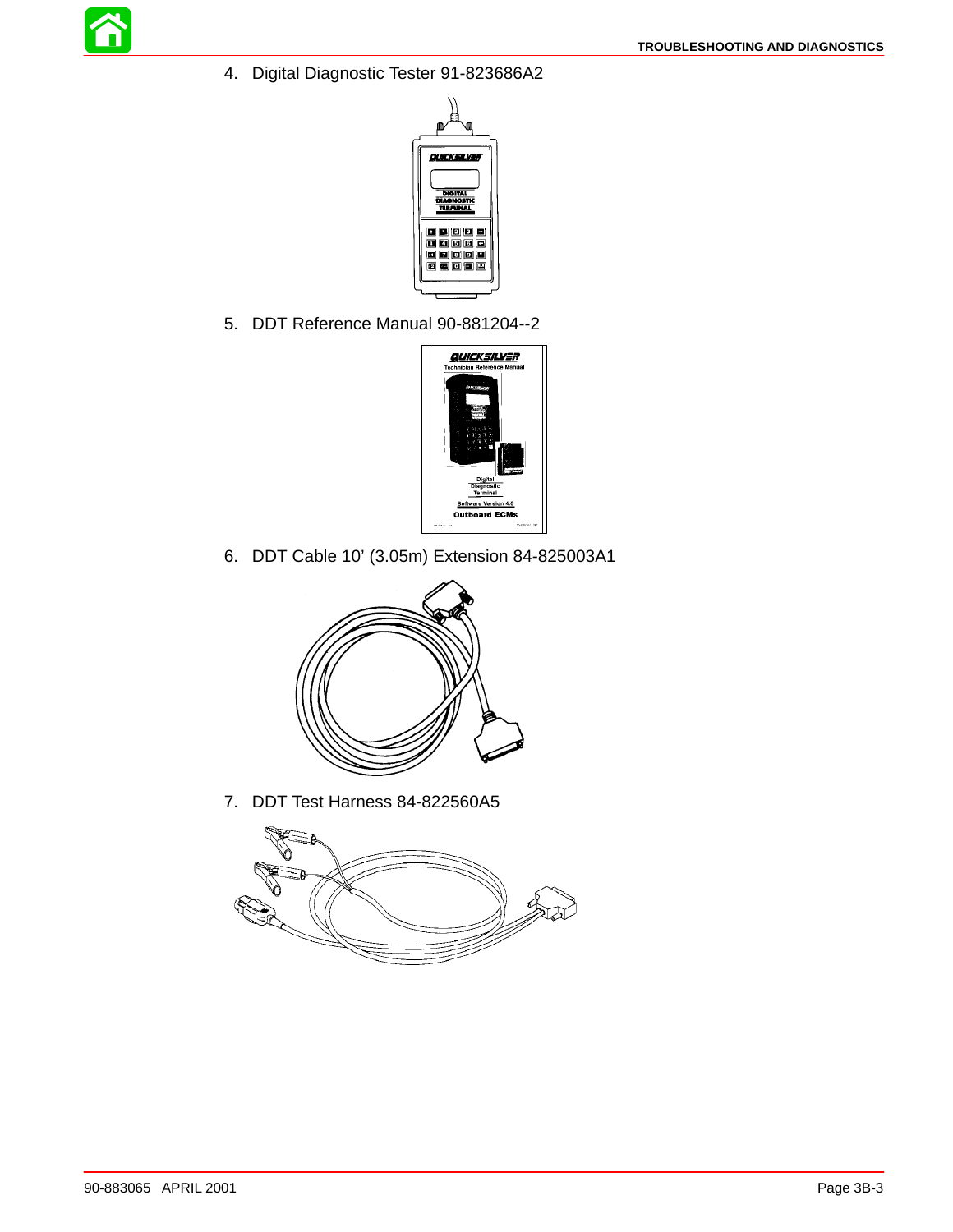4. Digital Diagnostic Tester 91-823686A2

5. DDT Reference Manual 90-881204--2

6. DDT Cable 10’ (3.05m) Extension 84-825003A1

7. DDT Test Harness 84-822560A5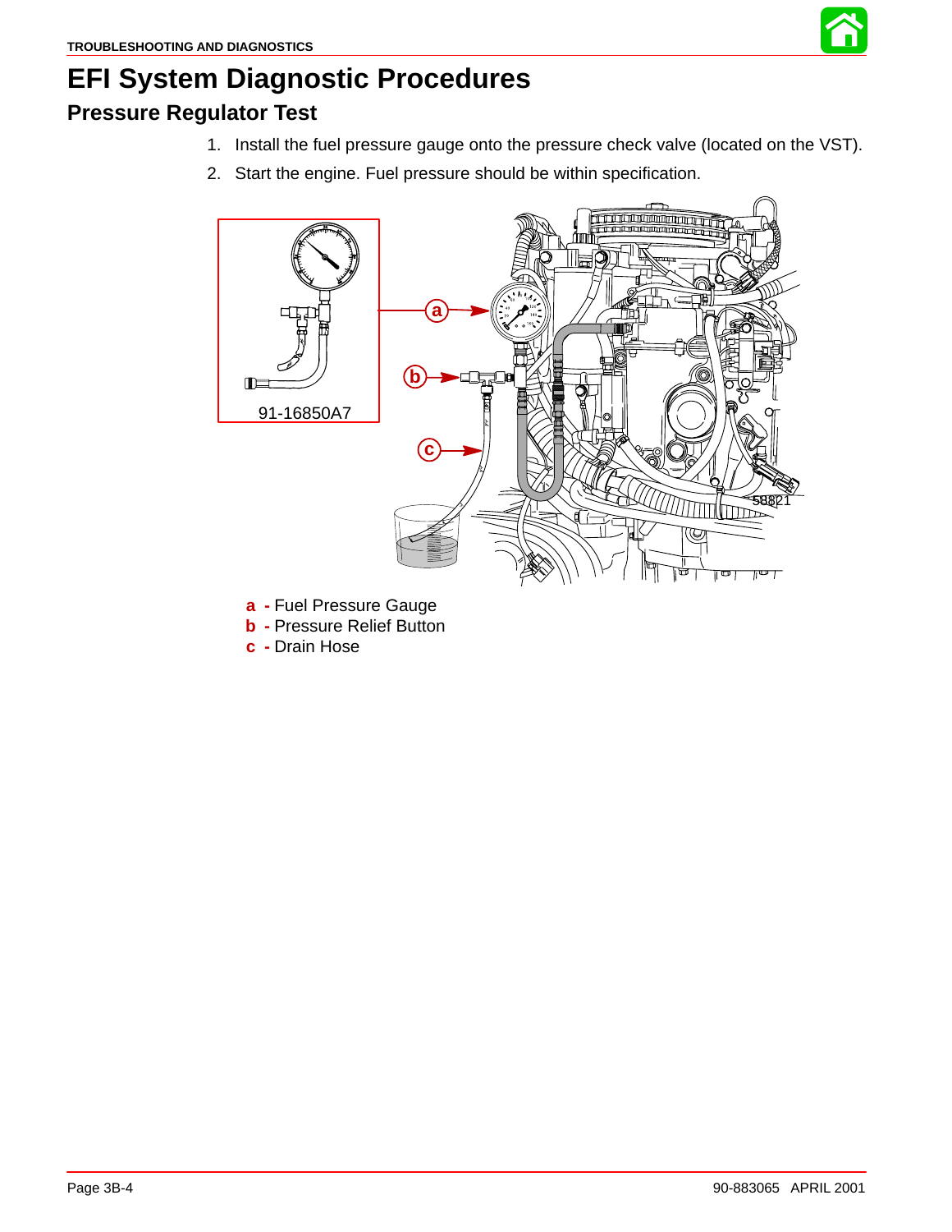# EFI System Diagnostic Procedures

## Pressure Regulator Test

1. Install the fuel pressure gauge onto the pressure check valve (located on the VST).
2. Start the engine. Fuel pressure should be within specification.

91-16850A7

58821

**a** - Fuel Pressure Gauge
**b** - Pressure Relief Button
**c** - Drain Hose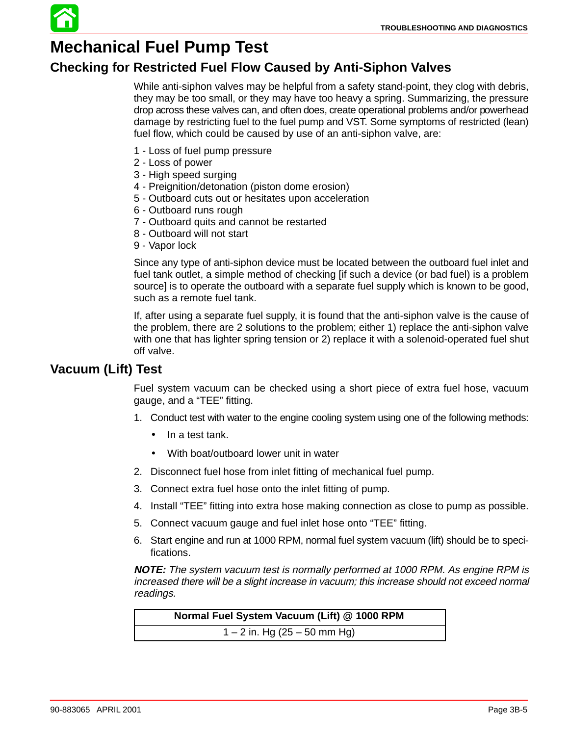# Mechanical Fuel Pump Test

## Checking for Restricted Fuel Flow Caused by Anti-Siphon Valves

While anti-siphon valves may be helpful from a safety stand-point, they clog with debris, they may be too small, or they may have too heavy a spring. Summarizing, the pressure drop across these valves can, and often does, create operational problems and/or powerhead damage by restricting fuel to the fuel pump and VST. Some symptoms of restricted (lean) fuel flow, which could be caused by use of an anti-siphon valve, are:

1 - Loss of fuel pump pressure
2 - Loss of power
3 - High speed surging
4 - Preignition/detonation (piston dome erosion)
5 - Outboard cuts out or hesitates upon acceleration
6 - Outboard runs rough
7 - Outboard quits and cannot be restarted
8 - Outboard will not start
9 - Vapor lock

Since any type of anti-siphon device must be located between the outboard fuel inlet and fuel tank outlet, a simple method of checking [if such a device (or bad fuel) is a problem source] is to operate the outboard with a separate fuel supply which is known to be good, such as a remote fuel tank.

If, after using a separate fuel supply, it is found that the anti-siphon valve is the cause of the problem, there are 2 solutions to the problem; either 1) replace the anti-siphon valve with one that has lighter spring tension or 2) replace it with a solenoid-operated fuel shut off valve.

## Vacuum (Lift) Test

Fuel system vacuum can be checked using a short piece of extra fuel hose, vacuum gauge, and a "TEE" fitting.

1. Conduct test with water to the engine cooling system using one of the following methods:
   - In a test tank.
   - With boat/outboard lower unit in water
2. Disconnect fuel hose from inlet fitting of mechanical fuel pump.
3. Connect extra fuel hose onto the inlet fitting of pump.
4. Install "TEE" fitting into extra hose making connection as close to pump as possible.
5. Connect vacuum gauge and fuel inlet hose onto "TEE" fitting.
6. Start engine and run at 1000 RPM, normal fuel system vacuum (lift) should be to specifications.

***NOTE:*** *The system vacuum test is normally performed at 1000 RPM. As engine RPM is increased there will be a slight increase in vacuum; this increase should not exceed normal readings.*

| Normal Fuel System Vacuum (Lift) @ 1000 RPM |
|---|
| 1 – 2 in. Hg (25 – 50 mm Hg) |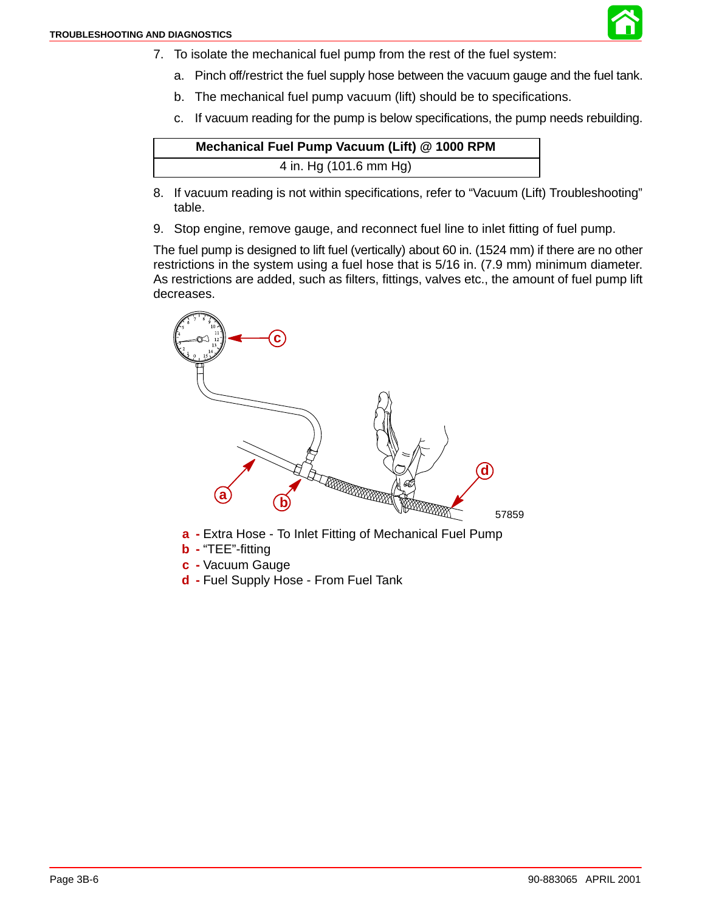7. To isolate the mechanical fuel pump from the rest of the fuel system:
   a. Pinch off/restrict the fuel supply hose between the vacuum gauge and the fuel tank.
   b. The mechanical fuel pump vacuum (lift) should be to specifications.
   c. If vacuum reading for the pump is below specifications, the pump needs rebuilding.

| Mechanical Fuel Pump Vacuum (Lift) @ 1000 RPM |
| --- |
| 4 in. Hg (101.6 mm Hg) |

8. If vacuum reading is not within specifications, refer to "Vacuum (Lift) Troubleshooting" table.
9. Stop engine, remove gauge, and reconnect fuel line to inlet fitting of fuel pump.

The fuel pump is designed to lift fuel (vertically) about 60 in. (1524 mm) if there are no other restrictions in the system using a fuel hose that is 5/16 in. (7.9 mm) minimum diameter. As restrictions are added, such as filters, fittings, valves etc., the amount of fuel pump lift decreases.

57859

**a** - Extra Hose - To Inlet Fitting of Mechanical Fuel Pump
**b** - "TEE"-fitting
**c** - Vacuum Gauge
**d** - Fuel Supply Hose - From Fuel Tank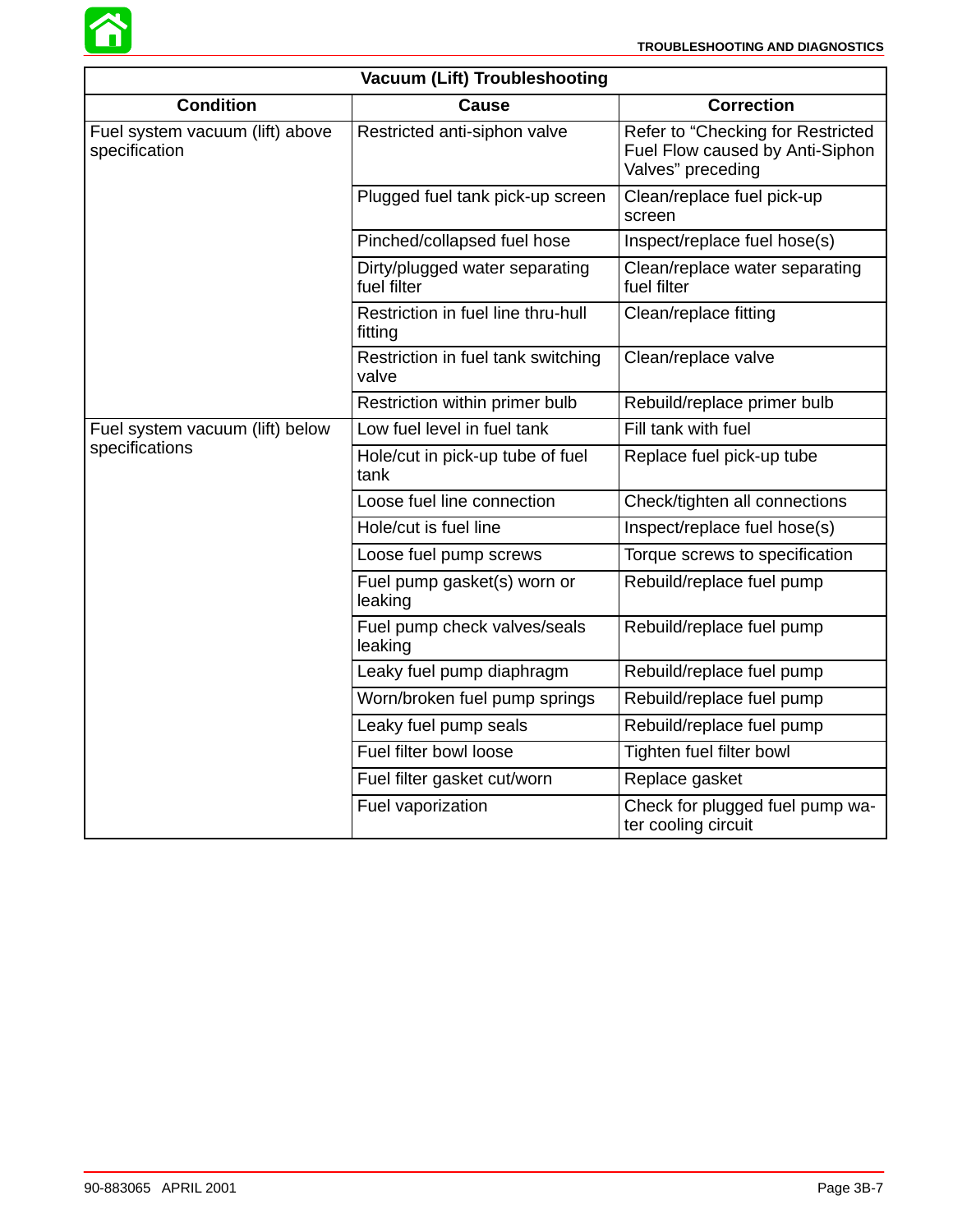| Vacuum (Lift) Troubleshooting | | |
|---|---|---|
| **Condition** | **Cause** | **Correction** |
| Fuel system vacuum (lift) above specification | Restricted anti-siphon valve | Refer to “Checking for Restricted Fuel Flow caused by Anti-Siphon Valves” preceding |
| | Plugged fuel tank pick-up screen | Clean/replace fuel pick-up screen |
| | Pinched/collapsed fuel hose | Inspect/replace fuel hose(s) |
| | Dirty/plugged water separating fuel filter | Clean/replace water separating fuel filter |
| | Restriction in fuel line thru-hull fitting | Clean/replace fitting |
| | Restriction in fuel tank switching valve | Clean/replace valve |
| | Restriction within primer bulb | Rebuild/replace primer bulb |
| Fuel system vacuum (lift) below specifications | Low fuel level in fuel tank | Fill tank with fuel |
| | Hole/cut in pick-up tube of fuel tank | Replace fuel pick-up tube |
| | Loose fuel line connection | Check/tighten all connections |
| | Hole/cut is fuel line | Inspect/replace fuel hose(s) |
| | Loose fuel pump screws | Torque screws to specification |
| | Fuel pump gasket(s) worn or leaking | Rebuild/replace fuel pump |
| | Fuel pump check valves/seals leaking | Rebuild/replace fuel pump |
| | Leaky fuel pump diaphragm | Rebuild/replace fuel pump |
| | Worn/broken fuel pump springs | Rebuild/replace fuel pump |
| | Leaky fuel pump seals | Rebuild/replace fuel pump |
| | Fuel filter bowl loose | Tighten fuel filter bowl |
| | Fuel filter gasket cut/worn | Replace gasket |
| | Fuel vaporization | Check for plugged fuel pump water cooling circuit |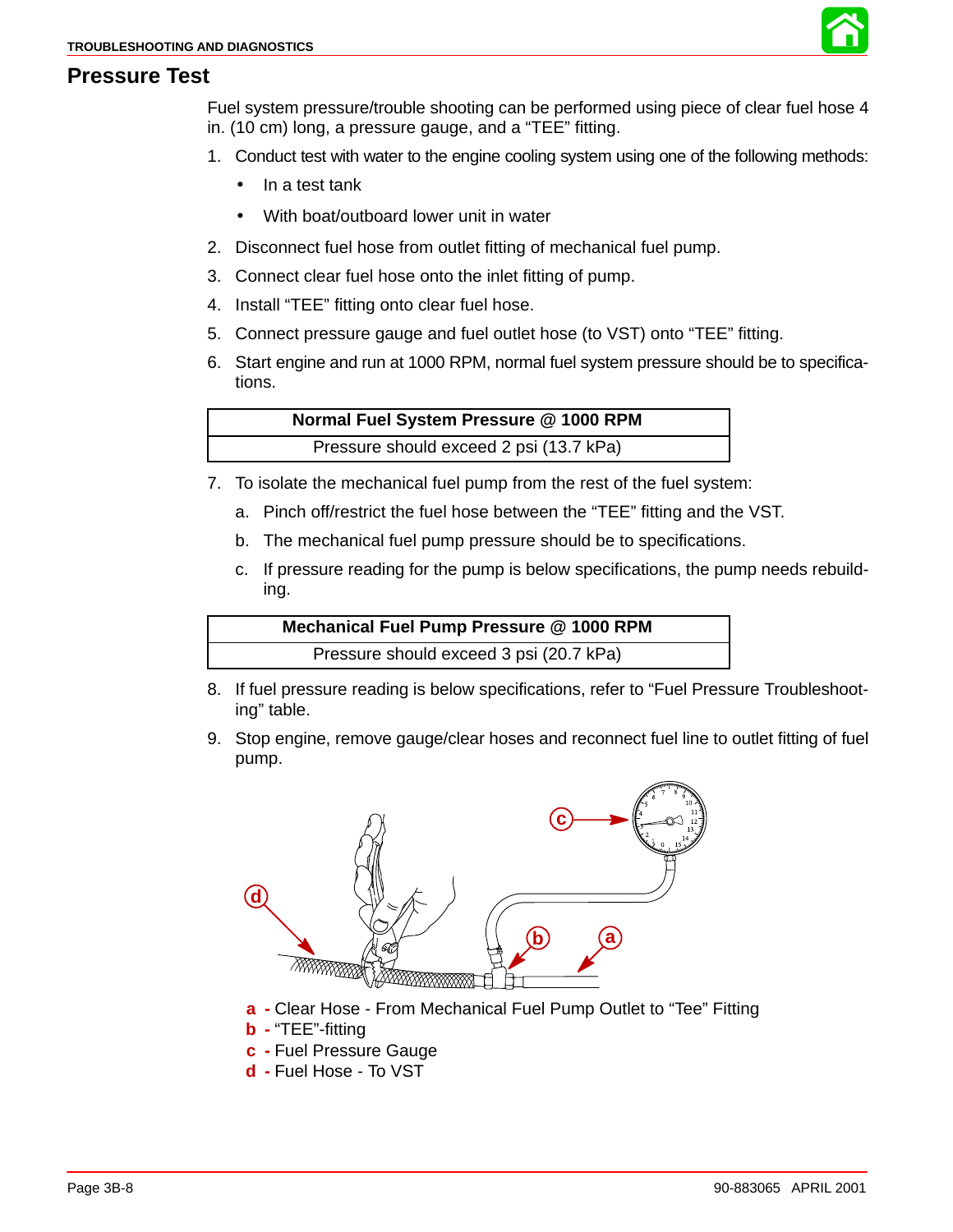## Pressure Test

Fuel system pressure/trouble shooting can be performed using piece of clear fuel hose 4 in. (10 cm) long, a pressure gauge, and a "TEE" fitting.

1. Conduct test with water to the engine cooling system using one of the following methods:
   - In a test tank
   - With boat/outboard lower unit in water
2. Disconnect fuel hose from outlet fitting of mechanical fuel pump.
3. Connect clear fuel hose onto the inlet fitting of pump.
4. Install "TEE" fitting onto clear fuel hose.
5. Connect pressure gauge and fuel outlet hose (to VST) onto "TEE" fitting.
6. Start engine and run at 1000 RPM, normal fuel system pressure should be to specifications.

| Normal Fuel System Pressure @ 1000 RPM |
|---|
| Pressure should exceed 2 psi (13.7 kPa) |

7. To isolate the mechanical fuel pump from the rest of the fuel system:
   a. Pinch off/restrict the fuel hose between the "TEE" fitting and the VST.
   b. The mechanical fuel pump pressure should be to specifications.
   c. If pressure reading for the pump is below specifications, the pump needs rebuilding.

| Mechanical Fuel Pump Pressure @ 1000 RPM |
|---|
| Pressure should exceed 3 psi (20.7 kPa) |

8. If fuel pressure reading is below specifications, refer to "Fuel Pressure Troubleshooting" table.
9. Stop engine, remove gauge/clear hoses and reconnect fuel line to outlet fitting of fuel pump.

**a** - Clear Hose - From Mechanical Fuel Pump Outlet to "Tee" Fitting
**b** - "TEE"-fitting
**c** - Fuel Pressure Gauge
**d** - Fuel Hose - To VST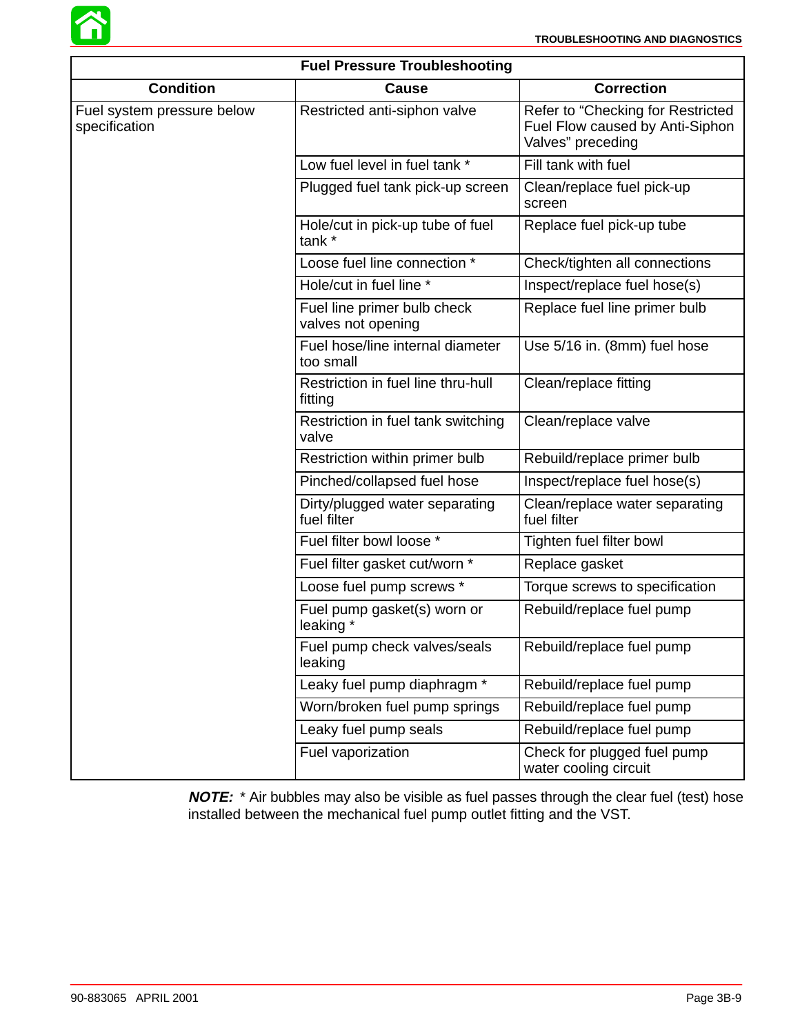| Fuel Pressure Troubleshooting | | |
|---|---|---|
| **Condition** | **Cause** | **Correction** |
| Fuel system pressure below specification | Restricted anti-siphon valve | Refer to “Checking for Restricted Fuel Flow caused by Anti-Siphon Valves” preceding |
| | Low fuel level in fuel tank * | Fill tank with fuel |
| | Plugged fuel tank pick-up screen | Clean/replace fuel pick-up screen |
| | Hole/cut in pick-up tube of fuel tank * | Replace fuel pick-up tube |
| | Loose fuel line connection * | Check/tighten all connections |
| | Hole/cut in fuel line * | Inspect/replace fuel hose(s) |
| | Fuel line primer bulb check valves not opening | Replace fuel line primer bulb |
| | Fuel hose/line internal diameter too small | Use 5/16 in. (8mm) fuel hose |
| | Restriction in fuel line thru-hull fitting | Clean/replace fitting |
| | Restriction in fuel tank switching valve | Clean/replace valve |
| | Restriction within primer bulb | Rebuild/replace primer bulb |
| | Pinched/collapsed fuel hose | Inspect/replace fuel hose(s) |
| | Dirty/plugged water separating fuel filter | Clean/replace water separating fuel filter |
| | Fuel filter bowl loose * | Tighten fuel filter bowl |
| | Fuel filter gasket cut/worn * | Replace gasket |
| | Loose fuel pump screws * | Torque screws to specification |
| | Fuel pump gasket(s) worn or leaking * | Rebuild/replace fuel pump |
| | Fuel pump check valves/seals leaking | Rebuild/replace fuel pump |
| | Leaky fuel pump diaphragm * | Rebuild/replace fuel pump |
| | Worn/broken fuel pump springs | Rebuild/replace fuel pump |
| | Leaky fuel pump seals | Rebuild/replace fuel pump |
| | Fuel vaporization | Check for plugged fuel pump water cooling circuit |

***NOTE:*** * Air bubbles may also be visible as fuel passes through the clear fuel (test) hose installed between the mechanical fuel pump outlet fitting and the VST.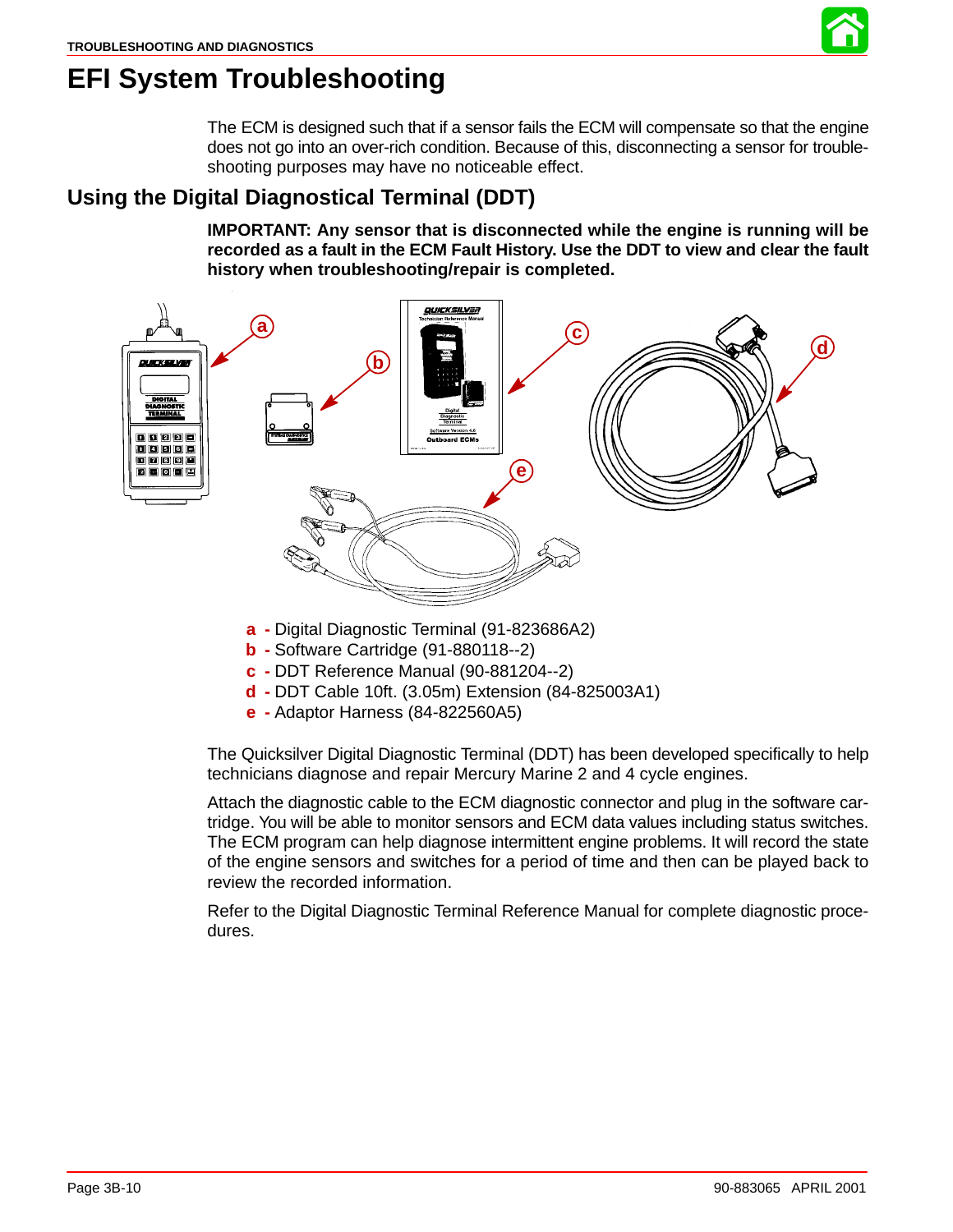# EFI System Troubleshooting

The ECM is designed such that if a sensor fails the ECM will compensate so that the engine does not go into an over-rich condition. Because of this, disconnecting a sensor for troubleshooting purposes may have no noticeable effect.

## Using the Digital Diagnostical Terminal (DDT)

**IMPORTANT: Any sensor that is disconnected while the engine is running will be recorded as a fault in the ECM Fault History. Use the DDT to view and clear the fault history when troubleshooting/repair is completed.**

- **a** - Digital Diagnostic Terminal (91-823686A2)
- **b** - Software Cartridge (91-880118--2)
- **c** - DDT Reference Manual (90-881204--2)
- **d** - DDT Cable 10ft. (3.05m) Extension (84-825003A1)
- **e** - Adaptor Harness (84-822560A5)

The Quicksilver Digital Diagnostic Terminal (DDT) has been developed specifically to help technicians diagnose and repair Mercury Marine 2 and 4 cycle engines.

Attach the diagnostic cable to the ECM diagnostic connector and plug in the software cartridge. You will be able to monitor sensors and ECM data values including status switches. The ECM program can help diagnose intermittent engine problems. It will record the state of the engine sensors and switches for a period of time and then can be played back to review the recorded information.

Refer to the Digital Diagnostic Terminal Reference Manual for complete diagnostic procedures.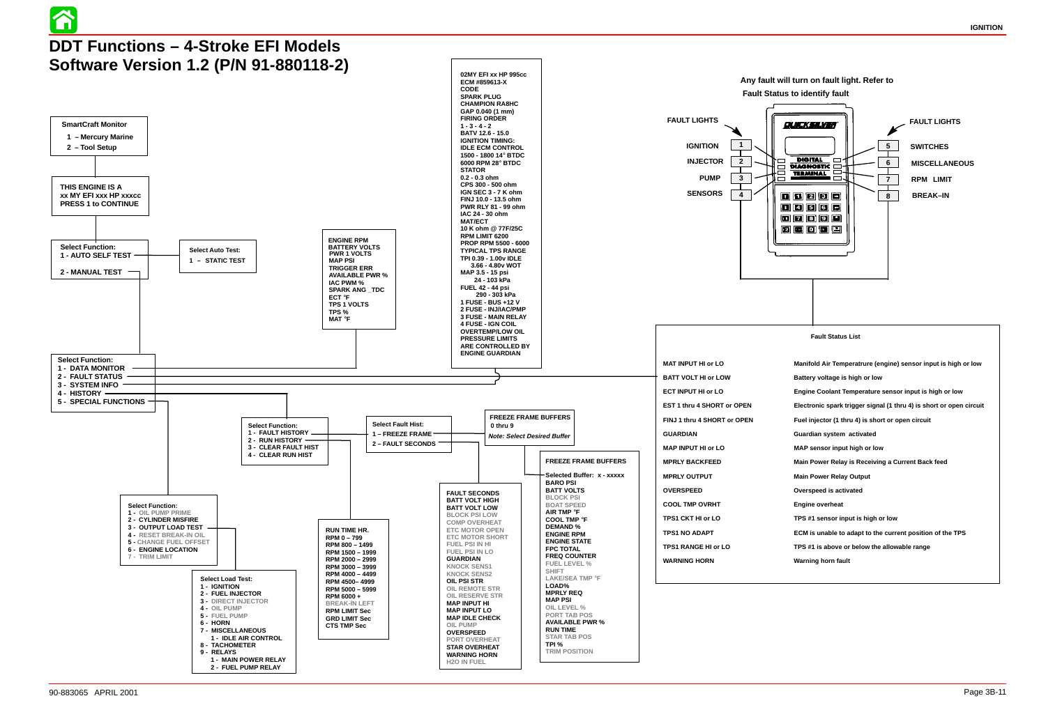# DDT Functions – 4-Stroke EFI Models Software Version 1.2 (P/N 91-880118-2)

**SmartCraft Monitor**
1 – Mercury Marine
2 – Tool Setup

**THIS ENGINE IS A xx MY EFI xxx HP xxxcc PRESS 1 to CONTINUE**

**Select Function:**
1 - AUTO SELF TEST
2 - MANUAL TEST

**Select Auto Test:**
1 – STATIC TEST

**ENGINE RPM**
BATTERY VOLTS
PWR 1 VOLTS
MAP PSI
TRIGGER ERR
AVAILABLE PWR %
IAC PWM %
SPARK ANG _TDC
ECT °F
TPS 1 VOLTS
TPS %
MAT °F

**02MY EFI xx HP 995cc**
ECM #859613-X
CODE
SPARK PLUG
CHAMPION RA8HC
GAP 0.040 (1 mm)
FIRING ORDER
1 - 3 - 4 - 2
BATV 12.6 - 15.0
IGNITION TIMING:
IDLE ECM CONTROL
1500 - 1800 14° BTDC
6000 RPM 28° BTDC
STATOR
0.2 - 0.3 ohm
CPS 300 - 500 ohm
IGN SEC 3 - 7 K ohm
FINJ 10.0 - 13.5 ohm
PWR RLY 81 - 99 ohm
IAC 24 - 30 ohm
MAT/ECT
10 K ohm @ 77F/25C
RPM LIMIT 6200
PROP RPM 5500 - 6000
TYPICAL TPS RANGE
TPI 0.39 - 1.00v IDLE
3.66 - 4.80v WOT
MAP 3.5 - 15 psi
24 - 103 kPa
FUEL 42 - 44 psi
290 - 303 kPa
1 FUSE - BUS +12 V
2 FUSE - INJ/IAC/PMP
3 FUSE - MAIN RELAY
4 FUSE - IGN COIL
OVERTEMP/LOW OIL
PRESSURE LIMITS
ARE CONTROLLED BY
ENGINE GUARDIAN

**Select Function:**
1 - DATA MONITOR
2 - FAULT STATUS
3 - SYSTEM INFO
4 - HISTORY
5 - SPECIAL FUNCTIONS

**Select Function:**
1 - FAULT HISTORY
2 - RUN HISTORY
3 - CLEAR FAULT HIST
4 - CLEAR RUN HIST

**Select Fault Hist:**
1 – FREEZE FRAME
2 – FAULT SECONDS

**FREEZE FRAME BUFFERS**
0 thru 9
*Note: Select Desired Buffer*

**FREEZE FRAME BUFFERS**
Selected Buffer: x - xxxxx
BARO PSI
BATT VOLTS
BLOCK PSI
BOAT SPEED
AIR TMP °F
COOL TMP °F
DEMAND %
ENGINE RPM
ENGINE STATE
FPC TOTAL
FREQ COUNTER
FUEL LEVEL %
SHIFT
LAKE/SEA TMP °F
LOAD%
MPRLY REQ
MAP PSI
OIL LEVEL %
PORT TAB POS
AVAILABLE PWR %
RUN TIME
STAR TAB POS
TPI %
TRIM POSITION

**FAULT SECONDS**
BATT VOLT HIGH
BATT VOLT LOW
BLOCK PSI LOW
COMP OVERHEAT
ETC MOTOR OPEN
ETC MOTOR SHORT
FUEL PSI IN HI
FUEL PSI IN LO
GUARDIAN
KNOCK SENS1
KNOCK SENS2
OIL PSI STR
OIL REMOTE STR
OIL RESERVE STR
MAP INPUT HI
MAP INPUT LO
MAP IDLE CHECK
OIL PUMP
OVERSPEED
PORT OVERHEAT
STAR OVERHEAT
WARNING HORN
H2O IN FUEL

**RUN TIME HR.**
RPM 0 – 799
RPM 800 – 1499
RPM 1500 – 1999
RPM 2000 – 2999
RPM 3000 – 3999
RPM 4000 – 4499
RPM 4500– 4999
RPM 5000 – 5999
RPM 6000 +
BREAK-IN LEFT
RPM LIMIT Sec
GRD LIMIT Sec
CTS TMP Sec

**Select Function:**
1 - OIL PUMP PRIME
2 - CYLINDER MISFIRE
3 - OUTPUT LOAD TEST
4 - RESET BREAK-IN OIL
5 - CHANGE FUEL OFFSET
6 - ENGINE LOCATION
7 - TRIM LIMIT

**Select Load Test:**
1 - IGNITION
2 - FUEL INJECTOR
3 - DIRECT INJECTOR
4 - OIL PUMP
5 - FUEL PUMP
6 - HORN
7 - MISCELLANEOUS
  1 - IDLE AIR CONTROL
8 - TACHOMETER
9 - RELAYS
  1 - MAIN POWER RELAY
  2 - FUEL PUMP RELAY

**Any fault will turn on fault light. Refer to Fault Status to identify fault**

FAULT LIGHTS

| Light | Fault | Light | Fault |
|---|---|---|---|
| 1 | IGNITION | 5 | SWITCHES |
| 2 | INJECTOR | 6 | MISCELLANEOUS |
| 3 | PUMP | 7 | RPM LIMIT |
| 4 | SENSORS | 8 | BREAK–IN |

**Fault Status List**

| | |
|---|---|
| MAT INPUT HI or LO | Manifold Air Temperatrure (engine) sensor input is high or low |
| BATT VOLT HI or LOW | Battery voltage is high or low |
| ECT INPUT HI or LO | Engine Coolant Temperature sensor input is high or low |
| EST 1 thru 4 SHORT or OPEN | Electronic spark trigger signal (1 thru 4) is short or open circuit |
| FINJ 1 thru 4 SHORT or OPEN | Fuel injector (1 thru 4) is short or open circuit |
| GUARDIAN | Guardian system activated |
| MAP INPUT HI or LO | MAP sensor input high or low |
| MPRLY BACKFEED | Main Power Relay is Receiving a Current Back feed |
| MPRLY OUTPUT | Main Power Relay Output |
| OVERSPEED | Overspeed is activated |
| COOL TMP OVRHT | Engine overheat |
| TPS1 CKT HI or LO | TPS #1 sensor input is high or low |
| TPS1 NO ADAPT | ECM is unable to adapt to the current position of the TPS |
| TPS1 RANGE HI or LO | TPS #1 is above or below the allowable range |
| WARNING HORN | Warning horn fault |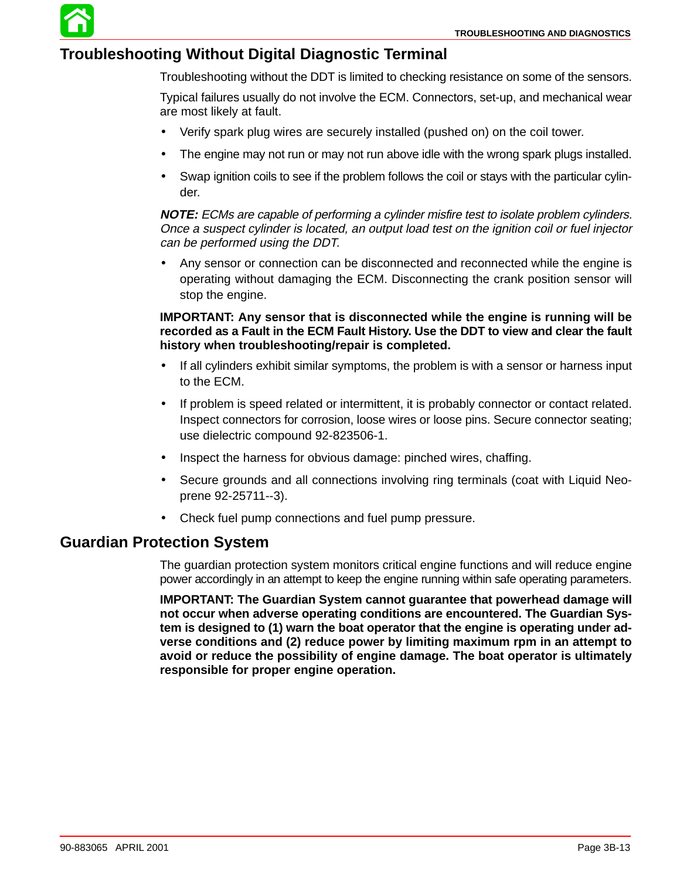## Troubleshooting Without Digital Diagnostic Terminal

Troubleshooting without the DDT is limited to checking resistance on some of the sensors.

Typical failures usually do not involve the ECM. Connectors, set-up, and mechanical wear are most likely at fault.

- Verify spark plug wires are securely installed (pushed on) on the coil tower.
- The engine may not run or may not run above idle with the wrong spark plugs installed.
- Swap ignition coils to see if the problem follows the coil or stays with the particular cylinder.

***NOTE:*** *ECMs are capable of performing a cylinder misfire test to isolate problem cylinders. Once a suspect cylinder is located, an output load test on the ignition coil or fuel injector can be performed using the DDT.*

- Any sensor or connection can be disconnected and reconnected while the engine is operating without damaging the ECM. Disconnecting the crank position sensor will stop the engine.

**IMPORTANT: Any sensor that is disconnected while the engine is running will be recorded as a Fault in the ECM Fault History. Use the DDT to view and clear the fault history when troubleshooting/repair is completed.**

- If all cylinders exhibit similar symptoms, the problem is with a sensor or harness input to the ECM.
- If problem is speed related or intermittent, it is probably connector or contact related. Inspect connectors for corrosion, loose wires or loose pins. Secure connector seating; use dielectric compound 92-823506-1.
- Inspect the harness for obvious damage: pinched wires, chaffing.
- Secure grounds and all connections involving ring terminals (coat with Liquid Neoprene 92-25711--3).
- Check fuel pump connections and fuel pump pressure.

## Guardian Protection System

The guardian protection system monitors critical engine functions and will reduce engine power accordingly in an attempt to keep the engine running within safe operating parameters.

**IMPORTANT: The Guardian System cannot guarantee that powerhead damage will not occur when adverse operating conditions are encountered. The Guardian System is designed to (1) warn the boat operator that the engine is operating under adverse conditions and (2) reduce power by limiting maximum rpm in an attempt to avoid or reduce the possibility of engine damage. The boat operator is ultimately responsible for proper engine operation.**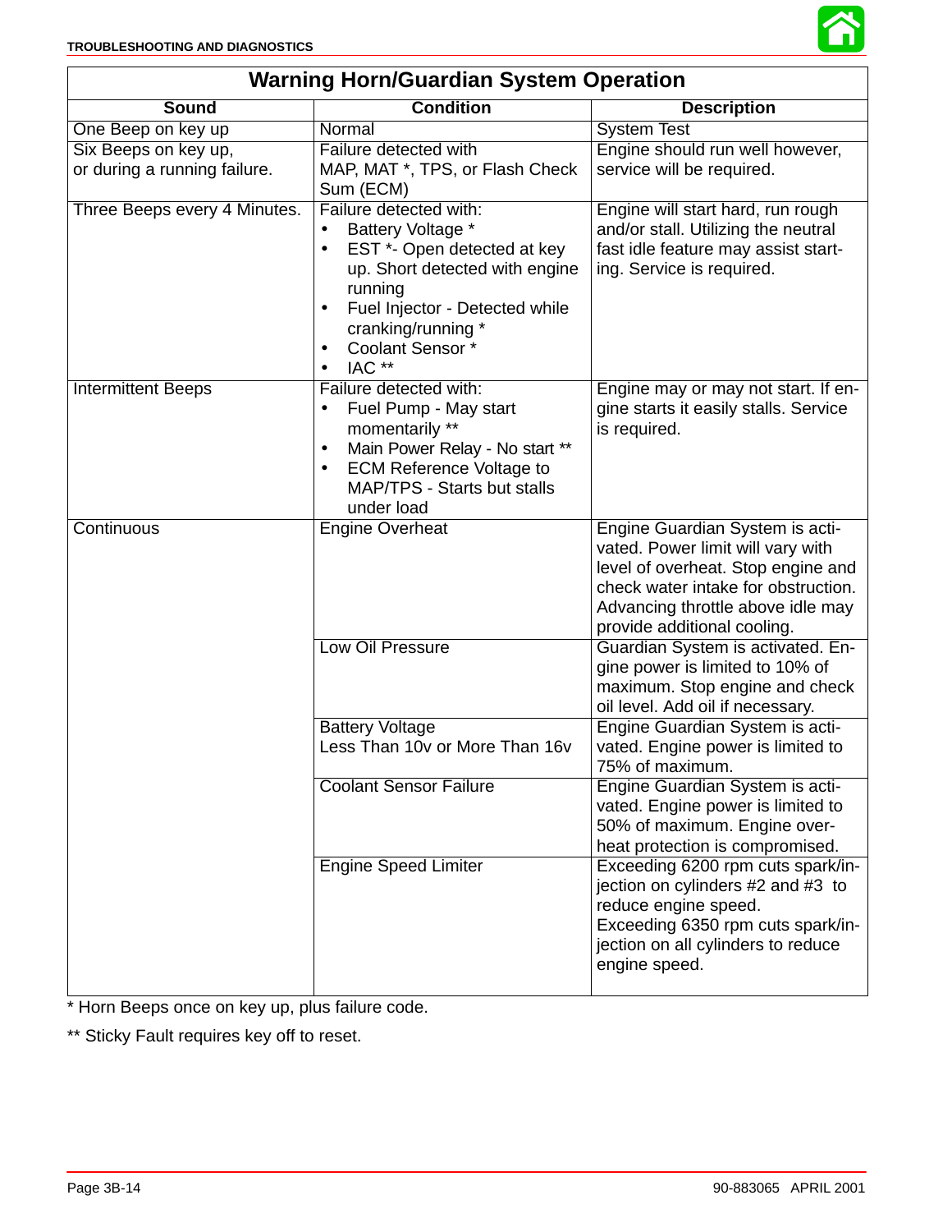## Warning Horn/Guardian System Operation

| Sound | Condition | Description |
|---|---|---|
| One Beep on key up | Normal | System Test |
| Six Beeps on key up, or during a running failure. | Failure detected with MAP, MAT *, TPS, or Flash Check Sum (ECM) | Engine should run well however, service will be required. |
| Three Beeps every 4 Minutes. | Failure detected with:<br>• Battery Voltage *<br>• EST *- Open detected at key up. Short detected with engine running<br>• Fuel Injector - Detected while cranking/running *<br>• Coolant Sensor *<br>• IAC ** | Engine will start hard, run rough and/or stall. Utilizing the neutral fast idle feature may assist starting. Service is required. |
| Intermittent Beeps | Failure detected with:<br>• Fuel Pump - May start momentarily **<br>• Main Power Relay - No start **<br>• ECM Reference Voltage to MAP/TPS - Starts but stalls under load | Engine may or may not start. If engine starts it easily stalls. Service is required. |
| Continuous | Engine Overheat | Engine Guardian System is activated. Power limit will vary with level of overheat. Stop engine and check water intake for obstruction. Advancing throttle above idle may provide additional cooling. |
| | Low Oil Pressure | Guardian System is activated. Engine power is limited to 10% of maximum. Stop engine and check oil level. Add oil if necessary. |
| | Battery Voltage Less Than 10v or More Than 16v | Engine Guardian System is activated. Engine power is limited to 75% of maximum. |
| | Coolant Sensor Failure | Engine Guardian System is activated. Engine power is limited to 50% of maximum. Engine overheat protection is compromised. |
| | Engine Speed Limiter | Exceeding 6200 rpm cuts spark/injection on cylinders #2 and #3 to reduce engine speed. Exceeding 6350 rpm cuts spark/injection on all cylinders to reduce engine speed. |

* Horn Beeps once on key up, plus failure code.

** Sticky Fault requires key off to reset.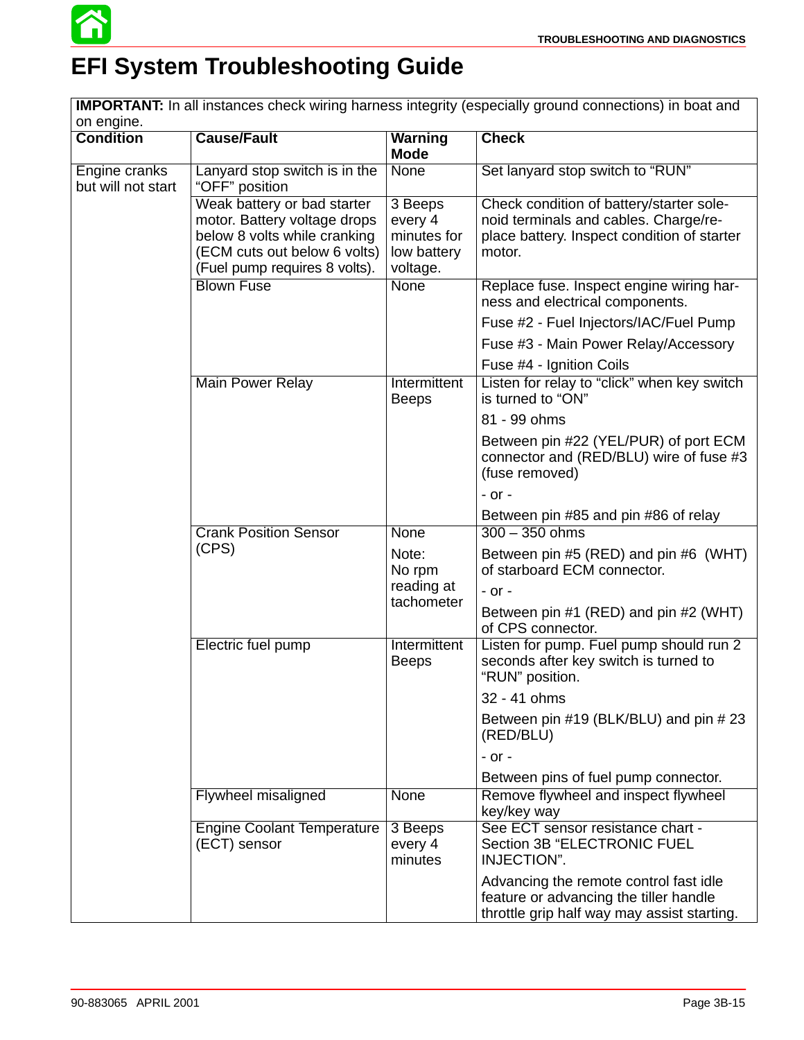# EFI System Troubleshooting Guide

**IMPORTANT:** In all instances check wiring harness integrity (especially ground connections) in boat and on engine.

| Condition | Cause/Fault | Warning Mode | Check |
|---|---|---|---|
| Engine cranks but will not start | Lanyard stop switch is in the "OFF" position | None | Set lanyard stop switch to "RUN" |
| | Weak battery or bad starter motor. Battery voltage drops below 8 volts while cranking (ECM cuts out below 6 volts) (Fuel pump requires 8 volts). | 3 Beeps every 4 minutes for low battery voltage. | Check condition of battery/starter solenoid terminals and cables. Charge/replace battery. Inspect condition of starter motor. |
| | Blown Fuse | None | Replace fuse. Inspect engine wiring harness and electrical components.<br>Fuse #2 - Fuel Injectors/IAC/Fuel Pump<br>Fuse #3 - Main Power Relay/Accessory<br>Fuse #4 - Ignition Coils |
| | Main Power Relay | Intermittent Beeps | Listen for relay to "click" when key switch is turned to "ON"<br>81 - 99 ohms<br>Between pin #22 (YEL/PUR) of port ECM connector and (RED/BLU) wire of fuse #3 (fuse removed)<br>- or -<br>Between pin #85 and pin #86 of relay |
| | Crank Position Sensor (CPS) | None<br>Note: No rpm reading at tachometer | 300 – 350 ohms<br>Between pin #5 (RED) and pin #6 (WHT) of starboard ECM connector.<br>- or -<br>Between pin #1 (RED) and pin #2 (WHT) of CPS connector. |
| | Electric fuel pump | Intermittent Beeps | Listen for pump. Fuel pump should run 2 seconds after key switch is turned to "RUN" position.<br>32 - 41 ohms<br>Between pin #19 (BLK/BLU) and pin # 23 (RED/BLU)<br>- or -<br>Between pins of fuel pump connector. |
| | Flywheel misaligned | None | Remove flywheel and inspect flywheel key/key way |
| | Engine Coolant Temperature (ECT) sensor | 3 Beeps every 4 minutes | See ECT sensor resistance chart - Section 3B "ELECTRONIC FUEL INJECTION".<br>Advancing the remote control fast idle feature or advancing the tiller handle throttle grip half way may assist starting. |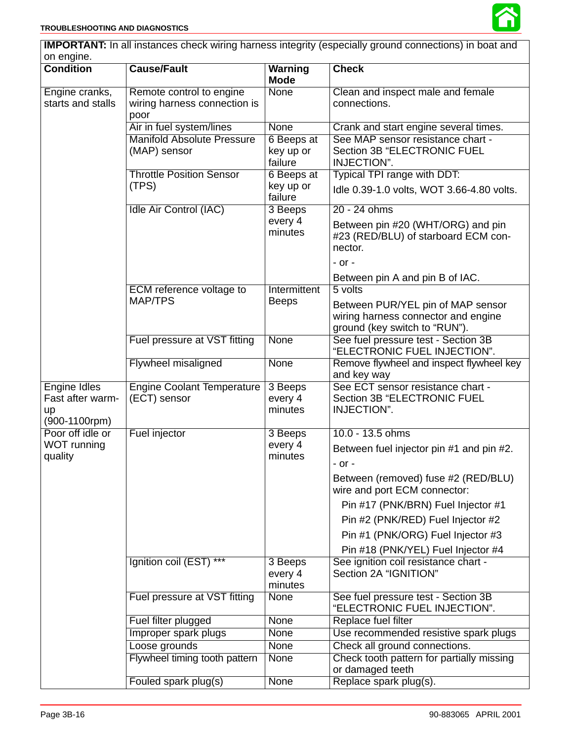**IMPORTANT:** In all instances check wiring harness integrity (especially ground connections) in boat and on engine.

| Condition | Cause/Fault | Warning Mode | Check |
|---|---|---|---|
| Engine cranks, starts and stalls | Remote control to engine wiring harness connection is poor | None | Clean and inspect male and female connections. |
| | Air in fuel system/lines | None | Crank and start engine several times. |
| | Manifold Absolute Pressure (MAP) sensor | 6 Beeps at key up or failure | See MAP sensor resistance chart - Section 3B "ELECTRONIC FUEL INJECTION". |
| | Throttle Position Sensor (TPS) | 6 Beeps at key up or failure | Typical TPI range with DDT:<br>Idle 0.39-1.0 volts, WOT 3.66-4.80 volts. |
| | Idle Air Control (IAC) | 3 Beeps every 4 minutes | 20 - 24 ohms<br>Between pin #20 (WHT/ORG) and pin #23 (RED/BLU) of starboard ECM connector.<br>- or -<br>Between pin A and pin B of IAC. |
| | ECM reference voltage to MAP/TPS | Intermittent Beeps | 5 volts<br>Between PUR/YEL pin of MAP sensor wiring harness connector and engine ground (key switch to "RUN"). |
| | Fuel pressure at VST fitting | None | See fuel pressure test - Section 3B "ELECTRONIC FUEL INJECTION". |
| | Flywheel misaligned | None | Remove flywheel and inspect flywheel key and key way |
| Engine Idles Fast after warm-up (900-1100rpm) | Engine Coolant Temperature (ECT) sensor | 3 Beeps every 4 minutes | See ECT sensor resistance chart - Section 3B "ELECTRONIC FUEL INJECTION". |
| Poor off idle or WOT running quality | Fuel injector | 3 Beeps every 4 minutes | 10.0 - 13.5 ohms<br>Between fuel injector pin #1 and pin #2.<br>- or -<br>Between (removed) fuse #2 (RED/BLU) wire and port ECM connector:<br>Pin #17 (PNK/BRN) Fuel Injector #1<br>Pin #2 (PNK/RED) Fuel Injector #2<br>Pin #1 (PNK/ORG) Fuel Injector #3<br>Pin #18 (PNK/YEL) Fuel Injector #4 |
| | Ignition coil (EST) *** | 3 Beeps every 4 minutes | See ignition coil resistance chart - Section 2A "IGNITION" |
| | Fuel pressure at VST fitting | None | See fuel pressure test - Section 3B "ELECTRONIC FUEL INJECTION". |
| | Fuel filter plugged | None | Replace fuel filter |
| | Improper spark plugs | None | Use recommended resistive spark plugs |
| | Loose grounds | None | Check all ground connections. |
| | Flywheel timing tooth pattern | None | Check tooth pattern for partially missing or damaged teeth |
| | Fouled spark plug(s) | None | Replace spark plug(s). |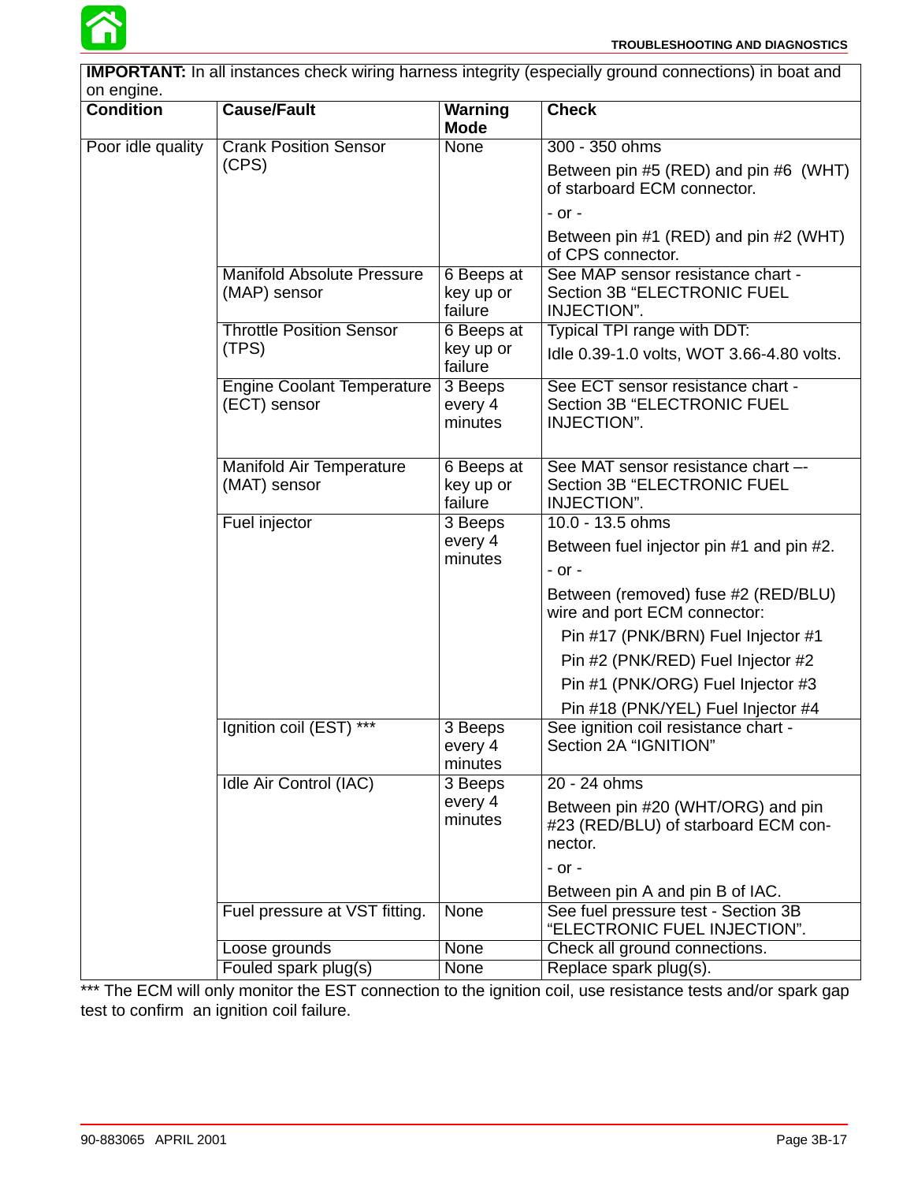**IMPORTANT:** In all instances check wiring harness integrity (especially ground connections) in boat and on engine.

| Condition | Cause/Fault | Warning Mode | Check |
|---|---|---|---|
| Poor idle quality | Crank Position Sensor (CPS) | None | 300 - 350 ohms<br>Between pin #5 (RED) and pin #6 (WHT) of starboard ECM connector.<br>- or -<br>Between pin #1 (RED) and pin #2 (WHT) of CPS connector. |
| | Manifold Absolute Pressure (MAP) sensor | 6 Beeps at key up or failure | See MAP sensor resistance chart - Section 3B “ELECTRONIC FUEL INJECTION”. |
| | Throttle Position Sensor (TPS) | 6 Beeps at key up or failure | Typical TPI range with DDT:<br>Idle 0.39-1.0 volts, WOT 3.66-4.80 volts. |
| | Engine Coolant Temperature (ECT) sensor | 3 Beeps every 4 minutes | See ECT sensor resistance chart - Section 3B “ELECTRONIC FUEL INJECTION”. |
| | Manifold Air Temperature (MAT) sensor | 6 Beeps at key up or failure | See MAT sensor resistance chart –- Section 3B “ELECTRONIC FUEL INJECTION”. |
| | Fuel injector | 3 Beeps every 4 minutes | 10.0 - 13.5 ohms<br>Between fuel injector pin #1 and pin #2.<br>- or -<br>Between (removed) fuse #2 (RED/BLU) wire and port ECM connector:<br>Pin #17 (PNK/BRN) Fuel Injector #1<br>Pin #2 (PNK/RED) Fuel Injector #2<br>Pin #1 (PNK/ORG) Fuel Injector #3<br>Pin #18 (PNK/YEL) Fuel Injector #4 |
| | Ignition coil (EST) *** | 3 Beeps every 4 minutes | See ignition coil resistance chart - Section 2A “IGNITION” |
| | Idle Air Control (IAC) | 3 Beeps every 4 minutes | 20 - 24 ohms<br>Between pin #20 (WHT/ORG) and pin #23 (RED/BLU) of starboard ECM connector.<br>- or -<br>Between pin A and pin B of IAC. |
| | Fuel pressure at VST fitting. | None | See fuel pressure test - Section 3B “ELECTRONIC FUEL INJECTION”. |
| | Loose grounds | None | Check all ground connections. |
| | Fouled spark plug(s) | None | Replace spark plug(s). |

*** The ECM will only monitor the EST connection to the ignition coil, use resistance tests and/or spark gap test to confirm an ignition coil failure.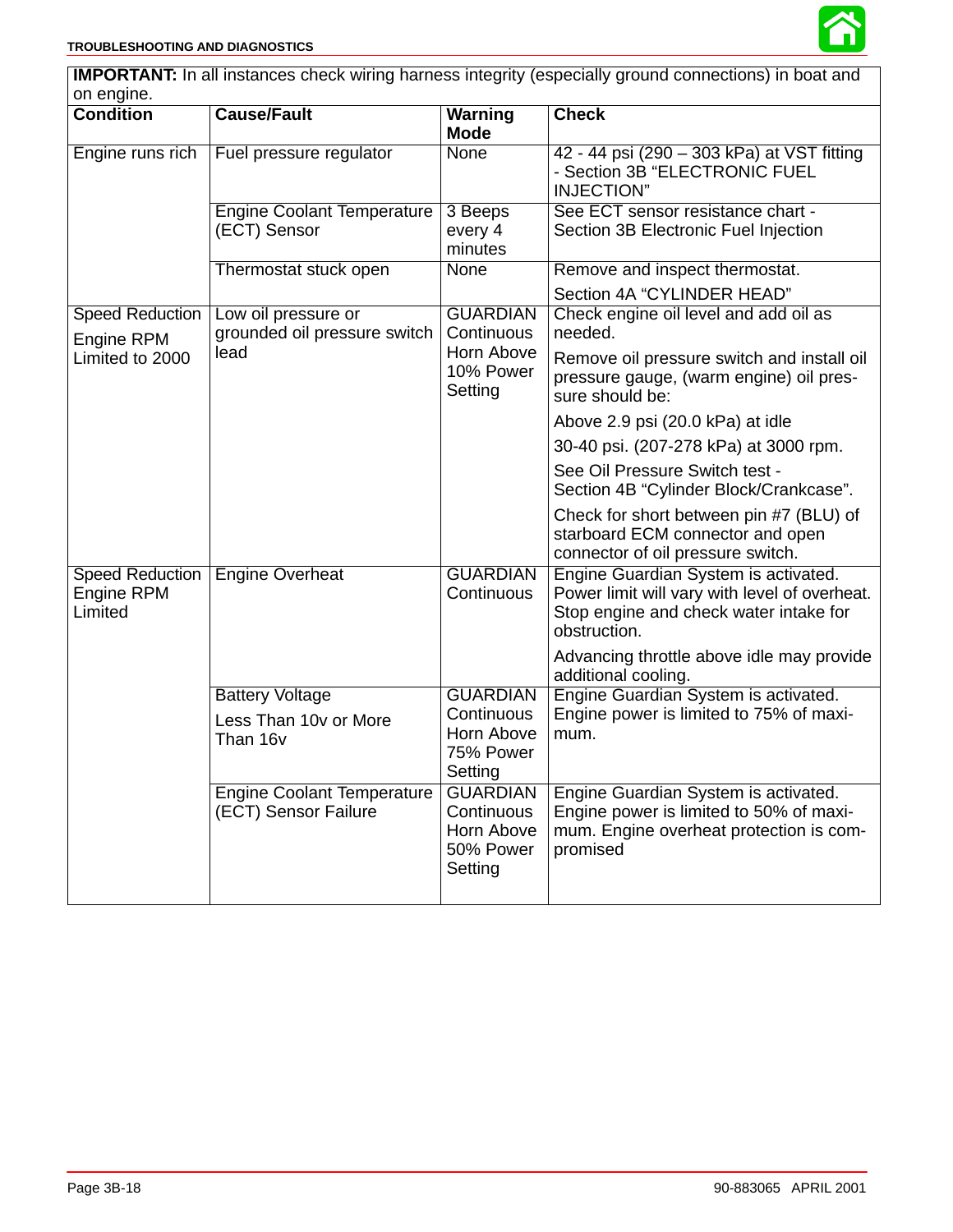| Condition | Cause/Fault | Warning Mode | Check |
|---|---|---|---|
| **IMPORTANT:** In all instances check wiring harness integrity (especially ground connections) in boat and on engine. | | | |
| Engine runs rich | Fuel pressure regulator | None | 42 - 44 psi (290 – 303 kPa) at VST fitting - Section 3B “ELECTRONIC FUEL INJECTION” |
| | Engine Coolant Temperature (ECT) Sensor | 3 Beeps every 4 minutes | See ECT sensor resistance chart - Section 3B Electronic Fuel Injection |
| | Thermostat stuck open | None | Remove and inspect thermostat. Section 4A “CYLINDER HEAD” |
| Speed Reduction Engine RPM Limited to 2000 | Low oil pressure or grounded oil pressure switch lead | GUARDIAN Continuous Horn Above 10% Power Setting | Check engine oil level and add oil as needed. Remove oil pressure switch and install oil pressure gauge, (warm engine) oil pressure should be: Above 2.9 psi (20.0 kPa) at idle 30-40 psi. (207-278 kPa) at 3000 rpm. See Oil Pressure Switch test - Section 4B “Cylinder Block/Crankcase”. Check for short between pin #7 (BLU) of starboard ECM connector and open connector of oil pressure switch. |
| Speed Reduction Engine RPM Limited | Engine Overheat | GUARDIAN Continuous | Engine Guardian System is activated. Power limit will vary with level of overheat. Stop engine and check water intake for obstruction. Advancing throttle above idle may provide additional cooling. |
| | Battery Voltage Less Than 10v or More Than 16v | GUARDIAN Continuous Horn Above 75% Power Setting | Engine Guardian System is activated. Engine power is limited to 75% of maximum. |
| | Engine Coolant Temperature (ECT) Sensor Failure | GUARDIAN Continuous Horn Above 50% Power Setting | Engine Guardian System is activated. Engine power is limited to 50% of maximum. Engine overheat protection is compromised |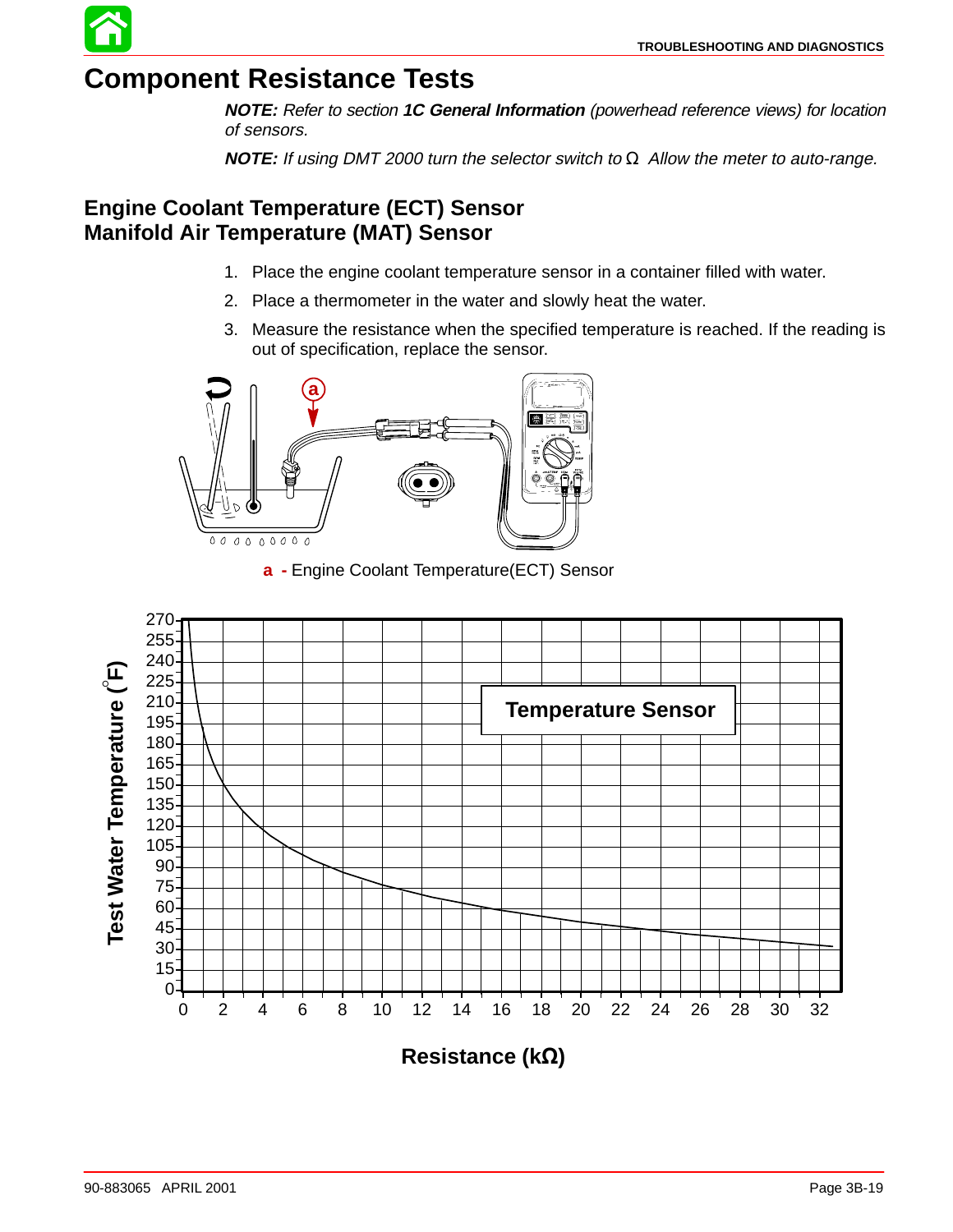# Component Resistance Tests

***NOTE:*** *Refer to section **1C General Information** (powerhead reference views) for location of sensors.*

***NOTE:*** *If using DMT 2000 turn the selector switch to Ω Allow the meter to auto-range.*

## Engine Coolant Temperature (ECT) Sensor
## Manifold Air Temperature (MAT) Sensor

1. Place the engine coolant temperature sensor in a container filled with water.
2. Place a thermometer in the water and slowly heat the water.
3. Measure the resistance when the specified temperature is reached. If the reading is out of specification, replace the sensor.

**a -** Engine Coolant Temperature(ECT) Sensor

**Temperature Sensor**

Test Water Temperature (°F)

Resistance (kΩ)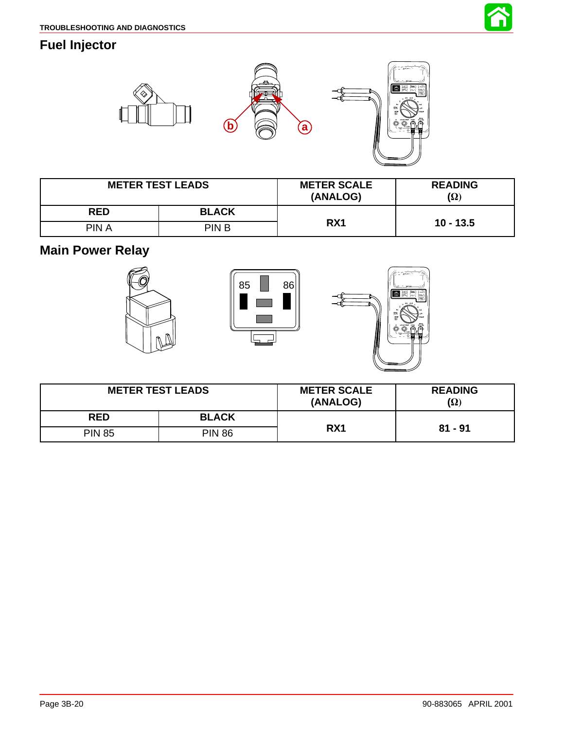## Fuel Injector

| METER TEST LEADS | | METER SCALE (ANALOG) | READING (Ω) |
|---|---|---|---|
| **RED** | **BLACK** | **RX1** | **10 - 13.5** |
| PIN A | PIN B | | |

## Main Power Relay

| METER TEST LEADS | | METER SCALE (ANALOG) | READING (Ω) |
|---|---|---|---|
| **RED** | **BLACK** | **RX1** | **81 - 91** |
| PIN 85 | PIN 86 | | |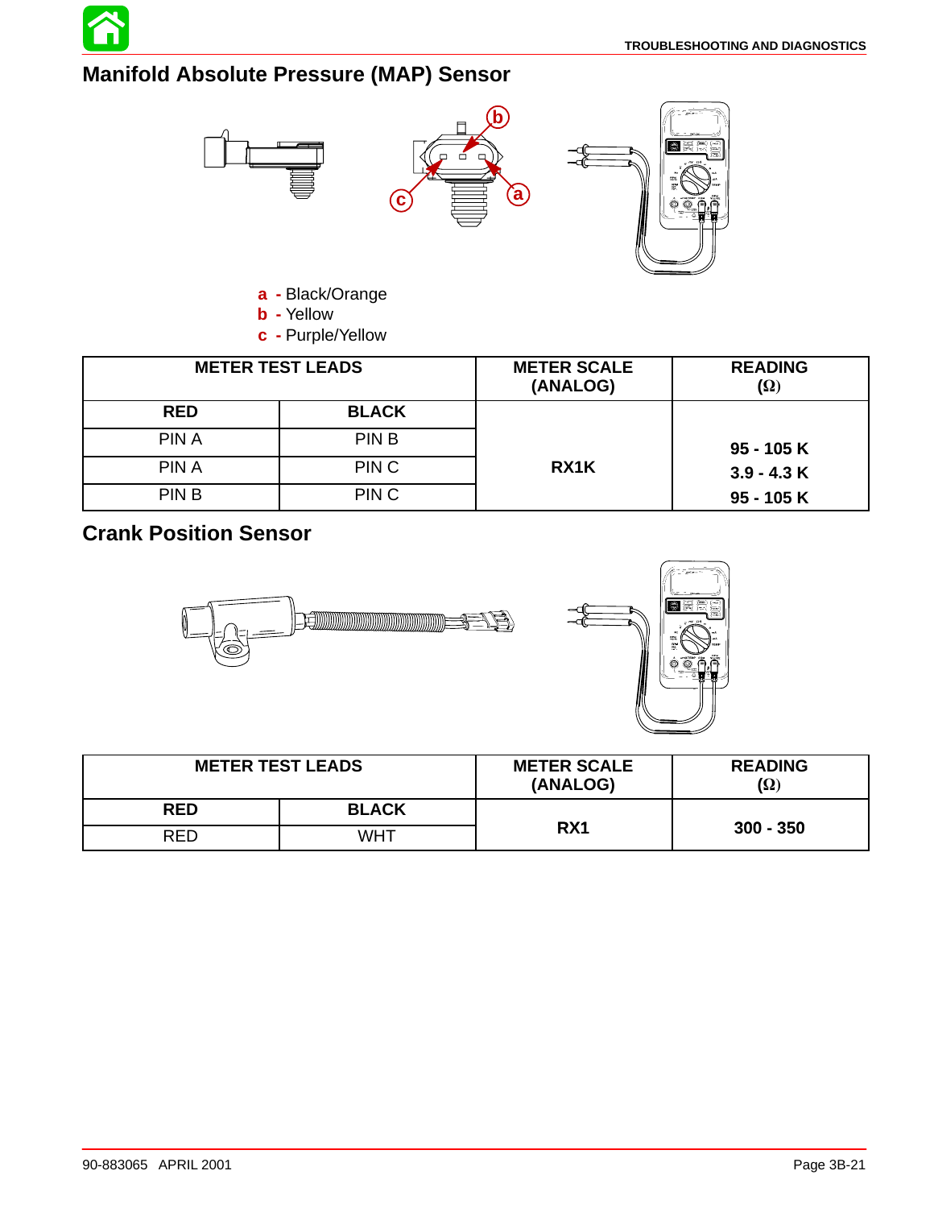## Manifold Absolute Pressure (MAP) Sensor

**a -** Black/Orange
**b -** Yellow
**c -** Purple/Yellow

| METER TEST LEADS | | METER SCALE (ANALOG) | READING (Ω) |
|---|---|---|---|
| **RED** | **BLACK** | | |
| PIN A | PIN B | RX1K | 95 - 105 K |
| PIN A | PIN C | | 3.9 - 4.3 K |
| PIN B | PIN C | | 95 - 105 K |

## Crank Position Sensor

| METER TEST LEADS | | METER SCALE (ANALOG) | READING (Ω) |
|---|---|---|---|
| **RED** | **BLACK** | | |
| RED | WHT | RX1 | 300 - 350 |